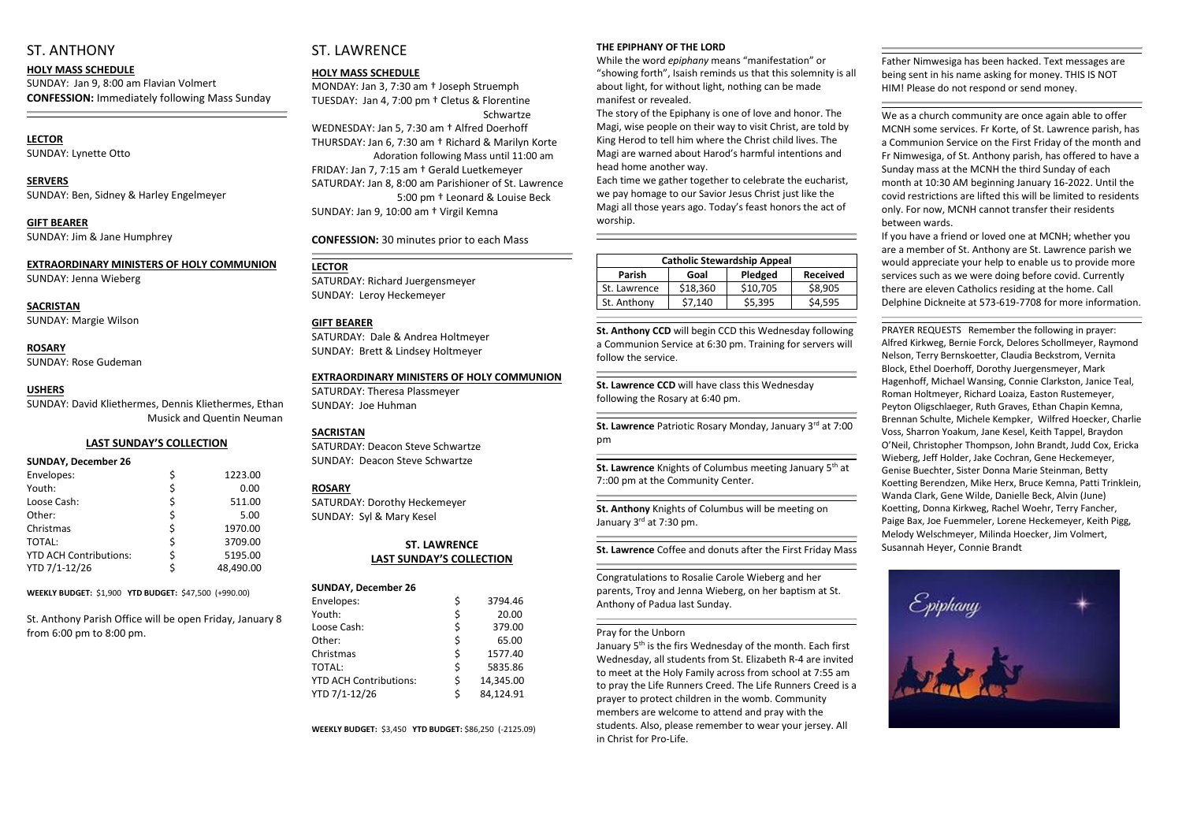# ST. ANTHONY

**HOLY MASS SCHEDULE**
SUNDAY: Jan 9, 8:00 am Flavian Volmert
**CONFESSION:** Immediately following Mass Sunday

**LECTOR**
SUNDAY: Lynette Otto

**SERVERS**
SUNDAY: Ben, Sidney & Harley Engelmeyer

**GIFT BEARER**
SUNDAY: Jim & Jane Humphrey

**EXTRAORDINARY MINISTERS OF HOLY COMMUNION**
SUNDAY: Jenna Wieberg

**SACRISTAN**
SUNDAY: Margie Wilson

**ROSARY**
SUNDAY: Rose Gudeman

**USHERS**
SUNDAY: David Kliethermes, Dennis Kliethermes, Ethan Musick and Quentin Neuman

**LAST SUNDAY'S COLLECTION**

**SUNDAY, December 26**

| | | |
|---|---|---|
| Envelopes: | $ | 1223.00 |
| Youth: | $ | 0.00 |
| Loose Cash: | $ | 511.00 |
| Other: | $ | 5.00 |
| Christmas | $ | 1970.00 |
| TOTAL: | $ | 3709.00 |
| YTD ACH Contributions: | $ | 5195.00 |
| YTD 7/1-12/26 | $ | 48,490.00 |

**WEEKLY BUDGET:** $1,900 **YTD BUDGET:** $47,500 (+990.00)

St. Anthony Parish Office will be open Friday, January 8 from 6:00 pm to 8:00 pm.

# ST. LAWRENCE

**HOLY MASS SCHEDULE**
MONDAY: Jan 3, 7:30 am † Joseph Struemph
TUESDAY: Jan 4, 7:00 pm † Cletus & Florentine Schwartze
WEDNESDAY: Jan 5, 7:30 am † Alfred Doerhoff
THURSDAY: Jan 6, 7:30 am † Richard & Marilyn Korte
Adoration following Mass until 11:00 am
FRIDAY: Jan 7, 7:15 am † Gerald Luetkemeyer
SATURDAY: Jan 8, 8:00 am Parishioner of St. Lawrence
5:00 pm † Leonard & Louise Beck
SUNDAY: Jan 9, 10:00 am † Virgil Kemna

**CONFESSION:** 30 minutes prior to each Mass

**LECTOR**
SATURDAY: Richard Juergensmeyer
SUNDAY: Leroy Heckemeyer

**GIFT BEARER**
SATURDAY: Dale & Andrea Holtmeyer
SUNDAY: Brett & Lindsey Holtmeyer

**EXTRAORDINARY MINISTERS OF HOLY COMMUNION**
SATURDAY: Theresa Plassmeyer
SUNDAY: Joe Huhman

**SACRISTAN**
SATURDAY: Deacon Steve Schwartze
SUNDAY: Deacon Steve Schwartze

**ROSARY**
SATURDAY: Dorothy Heckemeyer
SUNDAY: Syl & Mary Kesel

**ST. LAWRENCE**
**LAST SUNDAY'S COLLECTION**

**SUNDAY, December 26**

| | | |
|---|---|---|
| Envelopes: | $ | 3794.46 |
| Youth: | $ | 20.00 |
| Loose Cash: | $ | 379.00 |
| Other: | $ | 65.00 |
| Christmas | $ | 1577.40 |
| TOTAL: | $ | 5835.86 |
| YTD ACH Contributions: | $ | 14,345.00 |
| YTD 7/1-12/26 | $ | 84,124.91 |

**WEEKLY BUDGET:** $3,450 **YTD BUDGET:** $86,250 (-2125.09)

**THE EPIPHANY OF THE LORD**

While the word *epiphany* means "manifestation" or "showing forth", Isaish reminds us that this solemnity is all about light, for without light, nothing can be made manifest or revealed.

The story of the Epiphany is one of love and honor. The Magi, wise people on their way to visit Christ, are told by King Herod to tell him where the Christ child lives. The Magi are warned about Harod's harmful intentions and head home another way.

Each time we gather together to celebrate the eucharist, we pay homage to our Savior Jesus Christ just like the Magi all those years ago. Today's feast honors the act of worship.

| Catholic Stewardship Appeal | | | |
|---|---|---|---|
| Parish | Goal | Pledged | Received |
| St. Lawrence | $18,360 | $10,705 | $8,905 |
| St. Anthony | $7,140 | $5,395 | $4,595 |

**St. Anthony CCD** will begin CCD this Wednesday following a Communion Service at 6:30 pm. Training for servers will follow the service.

**St. Lawrence CCD** will have class this Wednesday following the Rosary at 6:40 pm.

**St. Lawrence** Patriotic Rosary Monday, January 3rd at 7:00 pm

**St. Lawrence** Knights of Columbus meeting January 5th at 7::00 pm at the Community Center.

**St. Anthony** Knights of Columbus will be meeting on January 3rd at 7:30 pm.

**St. Lawrence** Coffee and donuts after the First Friday Mass

Congratulations to Rosalie Carole Wieberg and her parents, Troy and Jenna Wieberg, on her baptism at St. Anthony of Padua last Sunday.

Pray for the Unborn

January 5th is the firs Wednesday of the month. Each first Wednesday, all students from St. Elizabeth R-4 are invited to meet at the Holy Family across from school at 7:55 am to pray the Life Runners Creed. The Life Runners Creed is a prayer to protect children in the womb. Community members are welcome to attend and pray with the students. Also, please remember to wear your jersey. All in Christ for Pro-Life.

Father Nimwesiga has been hacked. Text messages are being sent in his name asking for money. THIS IS NOT HIM! Please do not respond or send money.

We as a church community are once again able to offer MCNH some services. Fr Korte, of St. Lawrence parish, has a Communion Service on the First Friday of the month and Fr Nimwesiga, of St. Anthony parish, has offered to have a Sunday mass at the MCNH the third Sunday of each month at 10:30 AM beginning January 16-2022. Until the covid restrictions are lifted this will be limited to residents only. For now, MCNH cannot transfer their residents between wards.

If you have a friend or loved one at MCNH; whether you are a member of St. Anthony are St. Lawrence parish we would appreciate your help to enable us to provide more services such as we were doing before covid. Currently there are eleven Catholics residing at the home. Call Delphine Dickneite at 573-619-7708 for more information.

PRAYER REQUESTS Remember the following in prayer: Alfred Kirkweg, Bernie Forck, Delores Schollmeyer, Raymond Nelson, Terry Bernskoetter, Claudia Beckstrom, Vernita Block, Ethel Doerhoff, Dorothy Juergensmeyer, Mark Hagenhoff, Michael Wansing, Connie Clarkston, Janice Teal, Roman Holtmeyer, Richard Loaiza, Easton Rustemeyer, Peyton Oligschlaeger, Ruth Graves, Ethan Chapin Kemna, Brennan Schulte, Michele Kempker, Wilfred Hoecker, Charlie Voss, Sharron Yoakum, Jane Kesel, Keith Tappel, Braydon O'Neil, Christopher Thompson, John Brandt, Judd Cox, Ericka Wieberg, Jeff Holder, Jake Cochran, Gene Heckemeyer, Genise Buechter, Sister Donna Marie Steinman, Betty Koetting Berendzen, Mike Herx, Bruce Kemna, Patti Trinklein, Wanda Clark, Gene Wilde, Danielle Beck, Alvin (June) Koetting, Donna Kirkweg, Rachel Woehr, Terry Fancher, Paige Bax, Joe Fuemmeler, Lorene Heckemeyer, Keith Pigg, Melody Welschmeyer, Milinda Hoecker, Jim Volmert, Susannah Heyer, Connie Brandt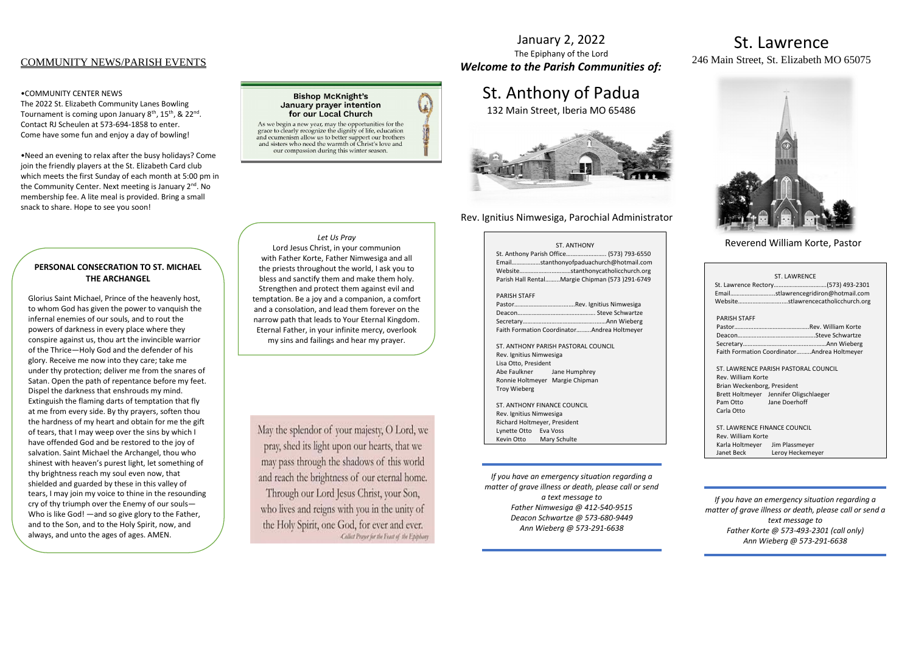## COMMUNITY NEWS/PARISH EVENTS

•COMMUNITY CENTER NEWS
The 2022 St. Elizabeth Community Lanes Bowling Tournament is coming upon January 8th, 15th, & 22nd. Contact RJ Scheulen at 573-694-1858 to enter. Come have some fun and enjoy a day of bowling!

•Need an evening to relax after the busy holidays? Come join the friendly players at the St. Elizabeth Card club which meets the first Sunday of each month at 5:00 pm in the Community Center. Next meeting is January 2nd. No membership fee. A lite meal is provided. Bring a small snack to share. Hope to see you soon!

### PERSONAL CONSECRATION TO ST. MICHAEL THE ARCHANGEL

Glorius Saint Michael, Prince of the heavenly host, to whom God has given the power to vanquish the infernal enemies of our souls, and to rout the powers of darkness in every place where they conspire against us, thou art the invincible warrior of the Thrice—Holy God and the defender of his glory. Receive me now into they care; take me under thy protection; deliver me from the snares of Satan. Open the path of repentance before my feet. Dispel the darkness that enshrouds my mind. Extinguish the flaming darts of temptation that fly at me from every side. By thy prayers, soften thou the hardness of my heart and obtain for me the gift of tears, that I may weep over the sins by which I have offended God and be restored to the joy of salvation. Saint Michael the Archangel, thou who shinest with heaven's purest light, let something of thy brightness reach my soul even now, that shielded and guarded by these in this valley of tears, I may join my voice to thine in the resounding cry of thy triumph over the Enemy of our souls—Who is like God! —and so give glory to the Father, and to the Son, and to the Holy Spirit, now, and always, and unto the ages of ages. AMEN.

**Bishop McKnight's January prayer intention for our Local Church**

As we begin a new year, may the opportunities for the grace to clearly recognize the dignity of life, education and ecumenism allow us to better support our brothers and sisters who need the warmth of Christ's love and our compassion during this winter season.

*Let Us Pray*

Lord Jesus Christ, in your communion with Father Korte, Father Nimwesiga and all the priests throughout the world, I ask you to bless and sanctify them and make them holy. Strengthen and protect them against evil and temptation. Be a joy and a companion, a comfort and a consolation, and lead them forever on the narrow path that leads to Your Eternal Kingdom. Eternal Father, in your infinite mercy, overlook my sins and failings and hear my prayer.

May the splendor of your majesty, O Lord, we pray, shed its light upon our hearts, that we may pass through the shadows of this world and reach the brightness of our eternal home. Through our Lord Jesus Christ, your Son, who lives and reigns with you in the unity of the Holy Spirit, one God, for ever and ever.

-Collect Prayer for the Feast of the Epiphany

January 2, 2022
The Epiphany of the Lord

***Welcome to the Parish Communities of:***

# St. Anthony of Padua

132 Main Street, Iberia MO 65486

Rev. Ignitius Nimwesiga, Parochial Administrator

ST. ANTHONY

St. Anthony Parish Office……………………. (573) 793-6550
Email………………stanthonyofpaduachurch@hotmail.com
Website……………………………stanthonycatholicchurch.org
Parish Hall Rental………Margie Chipman (573 )291-6749

PARISH STAFF
Pastor……………………………….Rev. Ignitius Nimwesiga
Deacon………………………………………… Steve Schwartze
Secretary…………………………………………….Ann Wieberg
Faith Formation Coordinator………Andrea Holtmeyer

ST. ANTHONY PARISH PASTORAL COUNCIL
Rev. Ignitius Nimwesiga
Lisa Otto, President
Abe Faulkner Jane Humphrey
Ronnie Holtmeyer Margie Chipman
Troy Wieberg

ST. ANTHONY FINANCE COUNCIL
Rev. Ignitius Nimwesiga
Richard Holtmeyer, President
Lynette Otto Eva Voss
Kevin Otto Mary Schulte

*If you have an emergency situation regarding a matter of grave illness or death, please call or send a text message to*
*Father Nimwesiga @ 412-540-9515*
*Deacon Schwartze @ 573-680-9449*
*Ann Wieberg @ 573-291-6638*

# St. Lawrence

246 Main Street, St. Elizabeth MO 65075

Reverend William Korte, Pastor

ST. LAWRENCE

St. Lawrence Rectory……………………………(573) 493-2301
Email………………………..stlawrencegridiron@hotmail.com
Website…………………………stlawrencecatholicchurch.org

PARISH STAFF
Pastor……………………………………….Rev. William Korte
Deacon…………………………………………Steve Schwartze
Secretary……………………………………………Ann Wieberg
Faith Formation Coordinator………Andrea Holtmeyer

ST. LAWRENCE PARISH PASTORAL COUNCIL
Rev. William Korte
Brian Weckenborg, President
Brett Holtmeyer Jennifer Oligschlaeger
Pam Otto Jane Doerhoff
Carla Otto

ST. LAWRENCE FINANCE COUNCIL
Rev. William Korte
Karla Holtmeyer Jim Plassmeyer
Janet Beck Leroy Heckemeyer

*If you have an emergency situation regarding a matter of grave illness or death, please call or send a text message to*
*Father Korte @ 573-493-2301 (call only)*
*Ann Wieberg @ 573-291-6638*